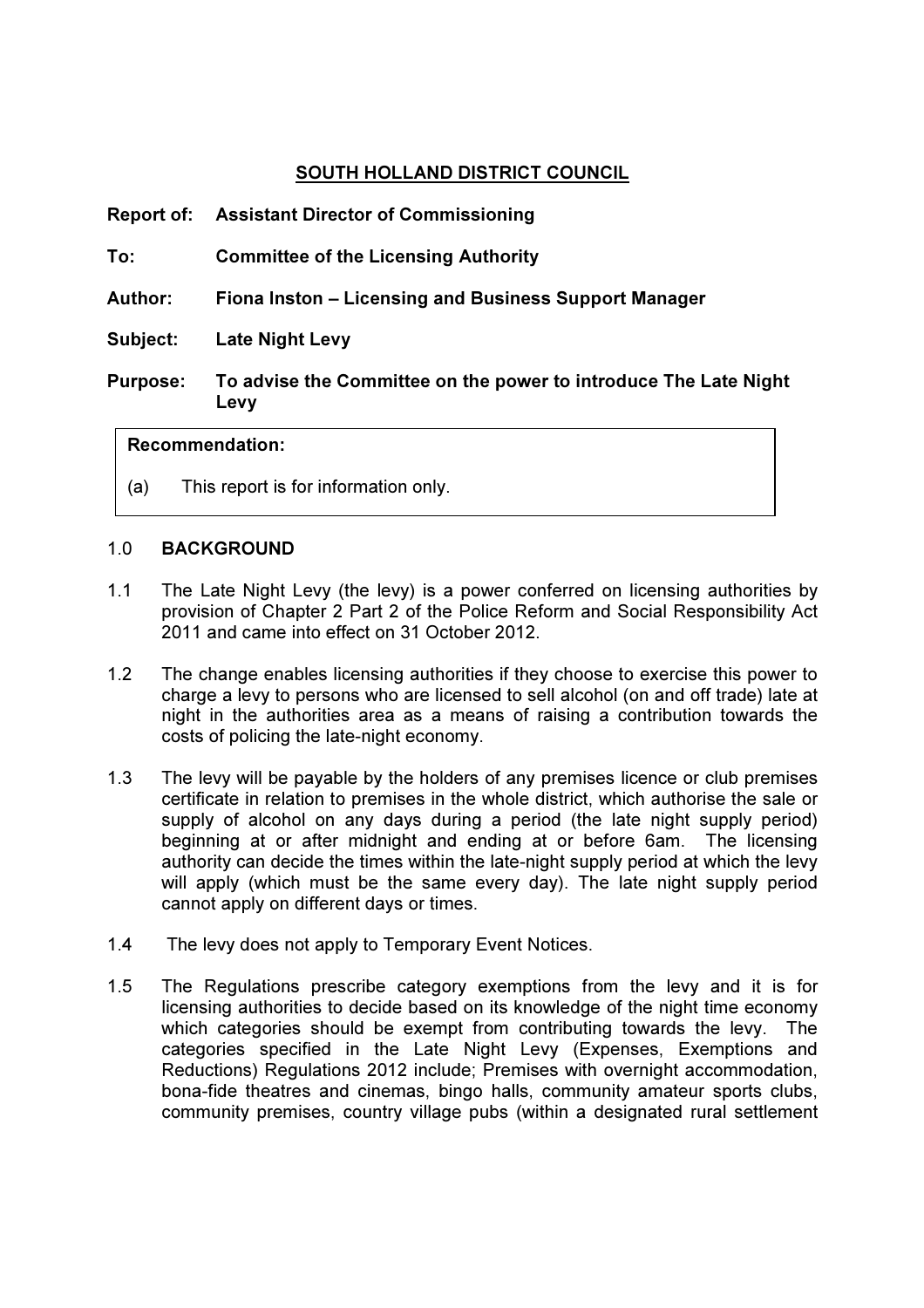# SOUTH HOLLAND DISTRICT COUNCIL

**Report of:** **Assistant Director of Commissioning**

**To:** **Committee of the Licensing Authority**

**Author:** **Fiona Inston – Licensing and Business Support Manager**

**Subject:** **Late Night Levy**

**Purpose:** **To advise the Committee on the power to introduce The Late Night Levy**

> **Recommendation:**
>
> (a) This report is for information only.

## 1.0 BACKGROUND

1.1 The Late Night Levy (the levy) is a power conferred on licensing authorities by provision of Chapter 2 Part 2 of the Police Reform and Social Responsibility Act 2011 and came into effect on 31 October 2012.

1.2 The change enables licensing authorities if they choose to exercise this power to charge a levy to persons who are licensed to sell alcohol (on and off trade) late at night in the authorities area as a means of raising a contribution towards the costs of policing the late-night economy.

1.3 The levy will be payable by the holders of any premises licence or club premises certificate in relation to premises in the whole district, which authorise the sale or supply of alcohol on any days during a period (the late night supply period) beginning at or after midnight and ending at or before 6am. The licensing authority can decide the times within the late-night supply period at which the levy will apply (which must be the same every day). The late night supply period cannot apply on different days or times.

1.4 The levy does not apply to Temporary Event Notices.

1.5 The Regulations prescribe category exemptions from the levy and it is for licensing authorities to decide based on its knowledge of the night time economy which categories should be exempt from contributing towards the levy. The categories specified in the Late Night Levy (Expenses, Exemptions and Reductions) Regulations 2012 include; Premises with overnight accommodation, bona-fide theatres and cinemas, bingo halls, community amateur sports clubs, community premises, country village pubs (within a designated rural settlement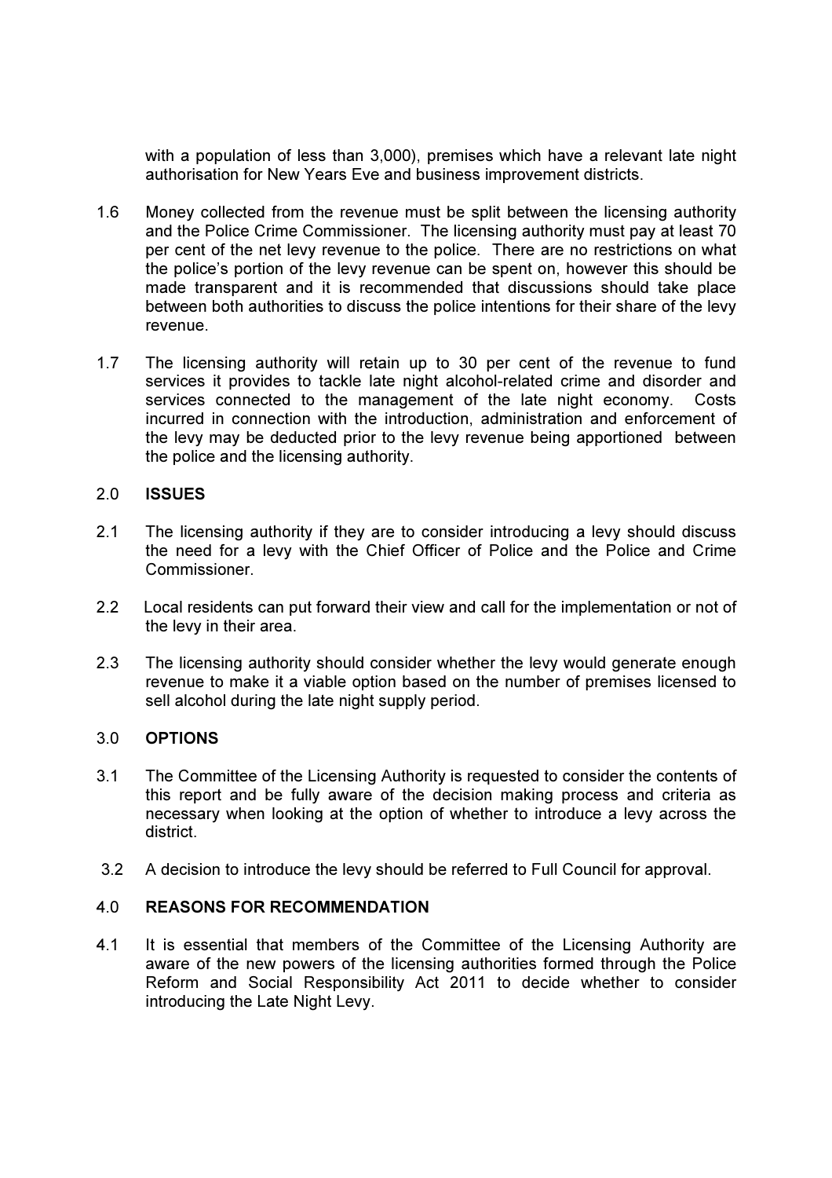with a population of less than 3,000), premises which have a relevant late night authorisation for New Years Eve and business improvement districts.

1.6 Money collected from the revenue must be split between the licensing authority and the Police Crime Commissioner. The licensing authority must pay at least 70 per cent of the net levy revenue to the police. There are no restrictions on what the police's portion of the levy revenue can be spent on, however this should be made transparent and it is recommended that discussions should take place between both authorities to discuss the police intentions for their share of the levy revenue.

1.7 The licensing authority will retain up to 30 per cent of the revenue to fund services it provides to tackle late night alcohol-related crime and disorder and services connected to the management of the late night economy. Costs incurred in connection with the introduction, administration and enforcement of the levy may be deducted prior to the levy revenue being apportioned between the police and the licensing authority.

## 2.0 ISSUES

2.1 The licensing authority if they are to consider introducing a levy should discuss the need for a levy with the Chief Officer of Police and the Police and Crime Commissioner.

2.2 Local residents can put forward their view and call for the implementation or not of the levy in their area.

2.3 The licensing authority should consider whether the levy would generate enough revenue to make it a viable option based on the number of premises licensed to sell alcohol during the late night supply period.

## 3.0 OPTIONS

3.1 The Committee of the Licensing Authority is requested to consider the contents of this report and be fully aware of the decision making process and criteria as necessary when looking at the option of whether to introduce a levy across the district.

3.2 A decision to introduce the levy should be referred to Full Council for approval.

## 4.0 REASONS FOR RECOMMENDATION

4.1 It is essential that members of the Committee of the Licensing Authority are aware of the new powers of the licensing authorities formed through the Police Reform and Social Responsibility Act 2011 to decide whether to consider introducing the Late Night Levy.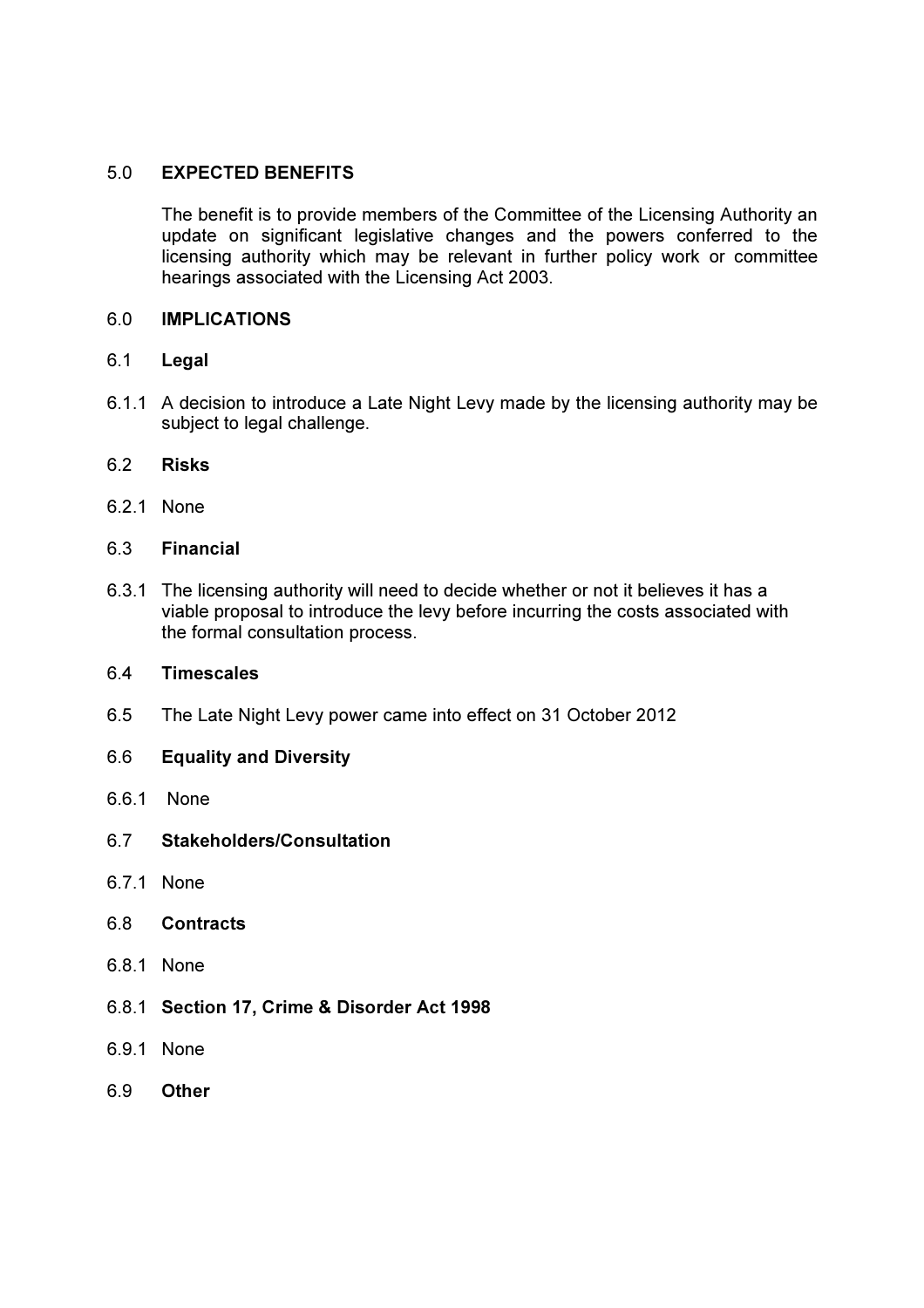## 5.0 EXPECTED BENEFITS

The benefit is to provide members of the Committee of the Licensing Authority an update on significant legislative changes and the powers conferred to the licensing authority which may be relevant in further policy work or committee hearings associated with the Licensing Act 2003.

## 6.0 IMPLICATIONS

### 6.1 Legal

6.1.1 A decision to introduce a Late Night Levy made by the licensing authority may be subject to legal challenge.

### 6.2 Risks

6.2.1 None

### 6.3 Financial

6.3.1 The licensing authority will need to decide whether or not it believes it has a viable proposal to introduce the levy before incurring the costs associated with the formal consultation process.

### 6.4 Timescales

6.5 The Late Night Levy power came into effect on 31 October 2012

### 6.6 Equality and Diversity

6.6.1 None

### 6.7 Stakeholders/Consultation

6.7.1 None

### 6.8 Contracts

6.8.1 None

### 6.8.1 Section 17, Crime & Disorder Act 1998

6.9.1 None

### 6.9 Other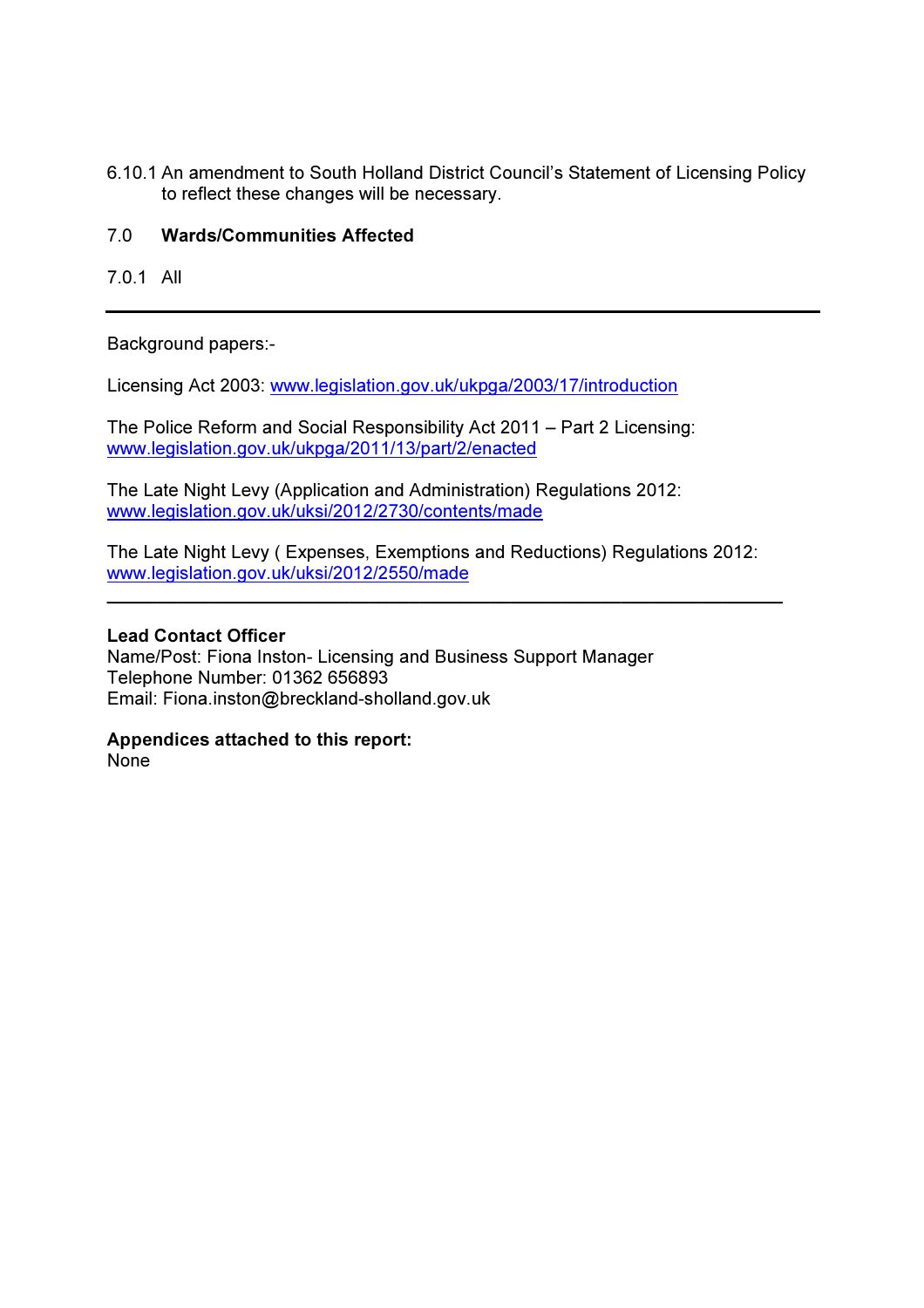6.10.1 An amendment to South Holland District Council's Statement of Licensing Policy to reflect these changes will be necessary.

## 7.0 Wards/Communities Affected

7.0.1 All

---

Background papers:-

Licensing Act 2003: www.legislation.gov.uk/ukpga/2003/17/introduction

The Police Reform and Social Responsibility Act 2011 – Part 2 Licensing: www.legislation.gov.uk/ukpga/2011/13/part/2/enacted

The Late Night Levy (Application and Administration) Regulations 2012: www.legislation.gov.uk/uksi/2012/2730/contents/made

The Late Night Levy ( Expenses, Exemptions and Reductions) Regulations 2012: www.legislation.gov.uk/uksi/2012/2550/made

---

**Lead Contact Officer**
Name/Post: Fiona Inston- Licensing and Business Support Manager
Telephone Number: 01362 656893
Email: Fiona.inston@breckland-sholland.gov.uk

**Appendices attached to this report:**
None